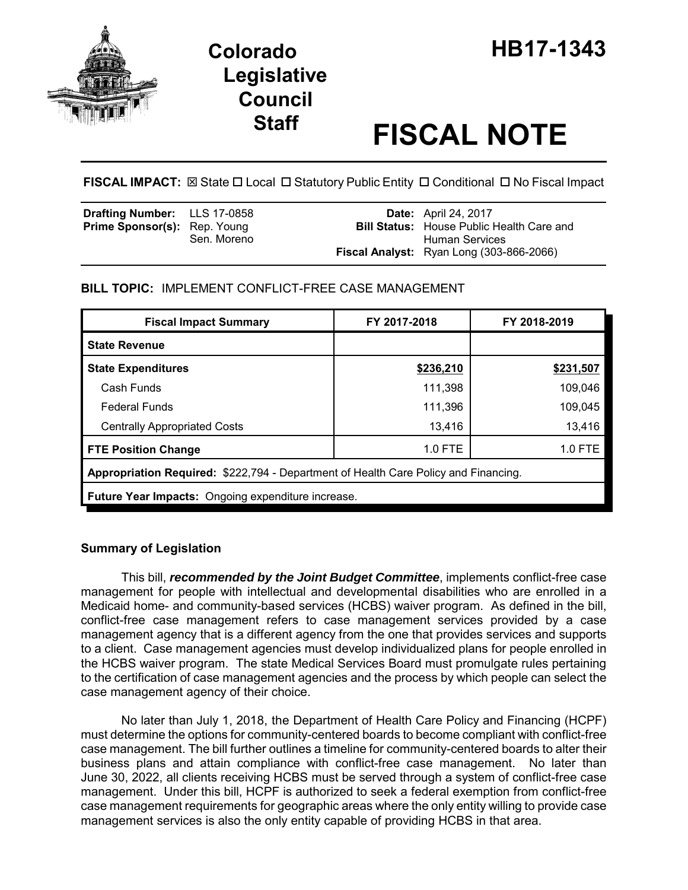# Colorado Legislative Council Staff

# HB17-1343

# FISCAL NOTE

**FISCAL IMPACT:** ☒ State ☐ Local ☐ Statutory Public Entity ☐ Conditional ☐ No Fiscal Impact

| | | | |
|---|---|---|---|
| **Drafting Number:** | LLS 17-0858 | **Date:** | April 24, 2017 |
| **Prime Sponsor(s):** | Rep. Young<br>Sen. Moreno | **Bill Status:** | House Public Health Care and Human Services |
| | | **Fiscal Analyst:** | Ryan Long (303-866-2066) |

**BILL TOPIC:** IMPLEMENT CONFLICT-FREE CASE MANAGEMENT

| Fiscal Impact Summary | FY 2017-2018 | FY 2018-2019 |
|---|---|---|
| **State Revenue** | | |
| **State Expenditures** | **$236,210** | **$231,507** |
| Cash Funds | 111,398 | 109,046 |
| Federal Funds | 111,396 | 109,045 |
| Centrally Appropriated Costs | 13,416 | 13,416 |
| **FTE Position Change** | 1.0 FTE | 1.0 FTE |
| **Appropriation Required:** $222,794 - Department of Health Care Policy and Financing. | | |
| **Future Year Impacts:** Ongoing expenditure increase. | | |

## Summary of Legislation

This bill, ***recommended by the Joint Budget Committee***, implements conflict-free case management for people with intellectual and developmental disabilities who are enrolled in a Medicaid home- and community-based services (HCBS) waiver program. As defined in the bill, conflict-free case management refers to case management services provided by a case management agency that is a different agency from the one that provides services and supports to a client. Case management agencies must develop individualized plans for people enrolled in the HCBS waiver program. The state Medical Services Board must promulgate rules pertaining to the certification of case management agencies and the process by which people can select the case management agency of their choice.

No later than July 1, 2018, the Department of Health Care Policy and Financing (HCPF) must determine the options for community-centered boards to become compliant with conflict-free case management. The bill further outlines a timeline for community-centered boards to alter their business plans and attain compliance with conflict-free case management. No later than June 30, 2022, all clients receiving HCBS must be served through a system of conflict-free case management. Under this bill, HCPF is authorized to seek a federal exemption from conflict-free case management requirements for geographic areas where the only entity willing to provide case management services is also the only entity capable of providing HCBS in that area.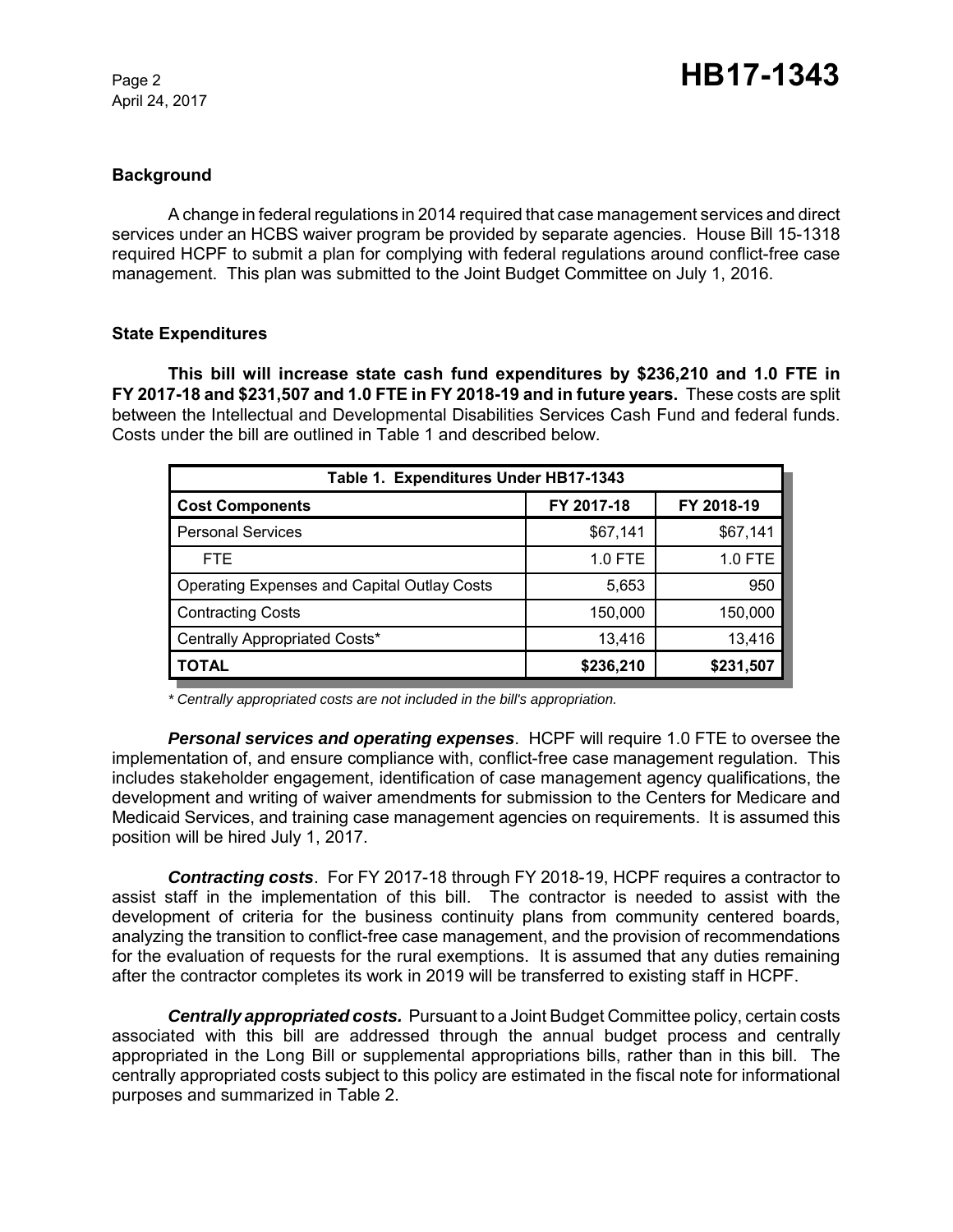### Background

A change in federal regulations in 2014 required that case management services and direct services under an HCBS waiver program be provided by separate agencies. House Bill 15-1318 required HCPF to submit a plan for complying with federal regulations around conflict-free case management. This plan was submitted to the Joint Budget Committee on July 1, 2016.

### State Expenditures

**This bill will increase state cash fund expenditures by $236,210 and 1.0 FTE in FY 2017-18 and $231,507 and 1.0 FTE in FY 2018-19 and in future years.** These costs are split between the Intellectual and Developmental Disabilities Services Cash Fund and federal funds. Costs under the bill are outlined in Table 1 and described below.

| Table 1. Expenditures Under HB17-1343 | | |
|---|---|---|
| **Cost Components** | **FY 2017-18** | **FY 2018-19** |
| Personal Services | $67,141 | $67,141 |
| FTE | 1.0 FTE | 1.0 FTE |
| Operating Expenses and Capital Outlay Costs | 5,653 | 950 |
| Contracting Costs | 150,000 | 150,000 |
| Centrally Appropriated Costs* | 13,416 | 13,416 |
| **TOTAL** | **$236,210** | **$231,507** |

*\* Centrally appropriated costs are not included in the bill's appropriation.*

***Personal services and operating expenses***. HCPF will require 1.0 FTE to oversee the implementation of, and ensure compliance with, conflict-free case management regulation. This includes stakeholder engagement, identification of case management agency qualifications, the development and writing of waiver amendments for submission to the Centers for Medicare and Medicaid Services, and training case management agencies on requirements. It is assumed this position will be hired July 1, 2017.

***Contracting costs***. For FY 2017-18 through FY 2018-19, HCPF requires a contractor to assist staff in the implementation of this bill. The contractor is needed to assist with the development of criteria for the business continuity plans from community centered boards, analyzing the transition to conflict-free case management, and the provision of recommendations for the evaluation of requests for the rural exemptions. It is assumed that any duties remaining after the contractor completes its work in 2019 will be transferred to existing staff in HCPF.

***Centrally appropriated costs.*** Pursuant to a Joint Budget Committee policy, certain costs associated with this bill are addressed through the annual budget process and centrally appropriated in the Long Bill or supplemental appropriations bills, rather than in this bill. The centrally appropriated costs subject to this policy are estimated in the fiscal note for informational purposes and summarized in Table 2.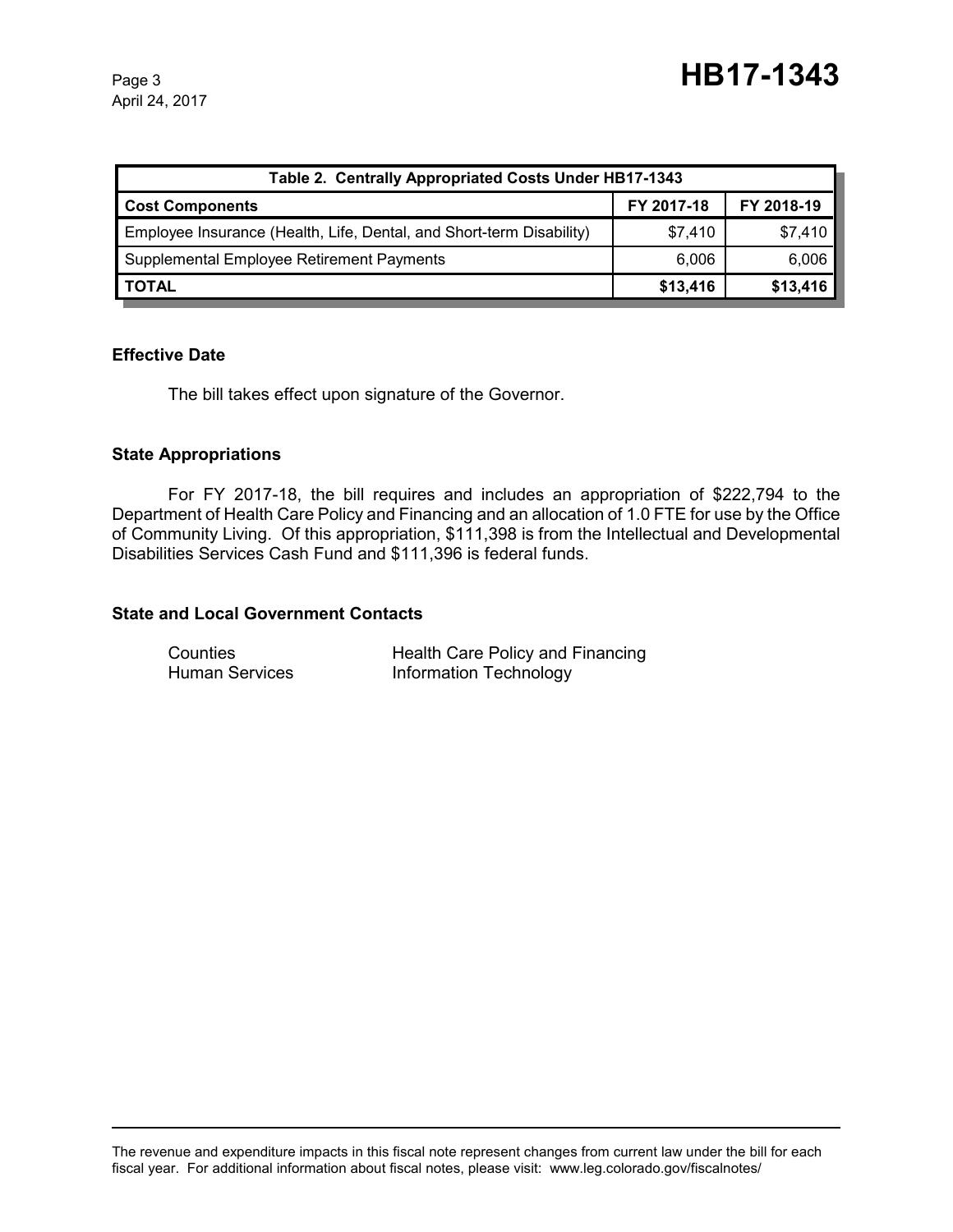| Table 2. Centrally Appropriated Costs Under HB17-1343 | | |
|---|---|---|
| **Cost Components** | **FY 2017-18** | **FY 2018-19** |
| Employee Insurance (Health, Life, Dental, and Short-term Disability) | $7,410 | $7,410 |
| Supplemental Employee Retirement Payments | 6,006 | 6,006 |
| **TOTAL** | **$13,416** | **$13,416** |

### Effective Date

The bill takes effect upon signature of the Governor.

### State Appropriations

For FY 2017-18, the bill requires and includes an appropriation of $222,794 to the Department of Health Care Policy and Financing and an allocation of 1.0 FTE for use by the Office of Community Living. Of this appropriation, $111,398 is from the Intellectual and Developmental Disabilities Services Cash Fund and $111,396 is federal funds.

### State and Local Government Contacts

Counties
Health Care Policy and Financing
Human Services
Information Technology

The revenue and expenditure impacts in this fiscal note represent changes from current law under the bill for each fiscal year. For additional information about fiscal notes, please visit: www.leg.colorado.gov/fiscalnotes/